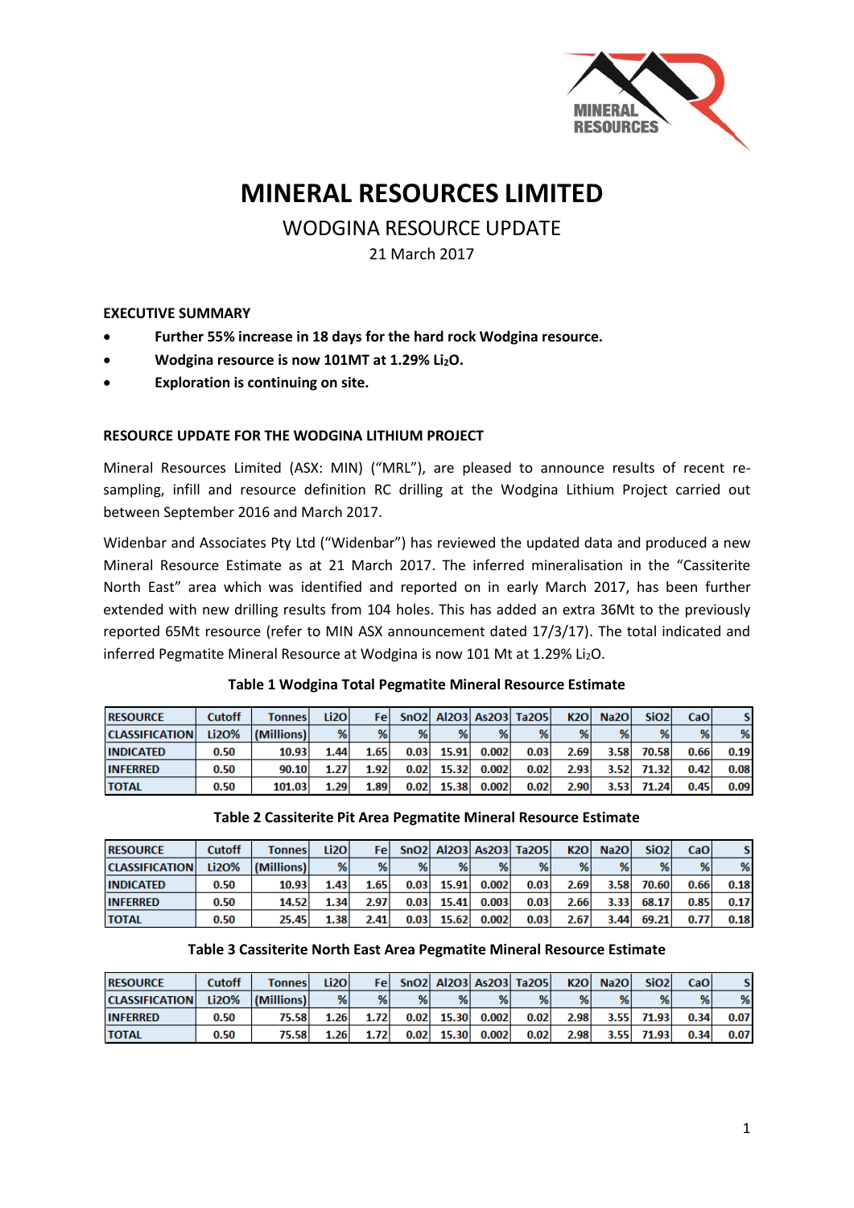# MINERAL RESOURCES LIMITED

## WODGINA RESOURCE UPDATE

21 March 2017

**EXECUTIVE SUMMARY**

- **Further 55% increase in 18 days for the hard rock Wodgina resource.**
- **Wodgina resource is now 101MT at 1.29% $Li_2O$.**
- **Exploration is continuing on site.**

**RESOURCE UPDATE FOR THE WODGINA LITHIUM PROJECT**

Mineral Resources Limited (ASX: MIN) ("MRL"), are pleased to announce results of recent re-sampling, infill and resource definition RC drilling at the Wodgina Lithium Project carried out between September 2016 and March 2017.

Widenbar and Associates Pty Ltd ("Widenbar") has reviewed the updated data and produced a new Mineral Resource Estimate as at 21 March 2017. The inferred mineralisation in the "Cassiterite North East" area which was identified and reported on in early March 2017, has been further extended with new drilling results from 104 holes. This has added an extra 36Mt to the previously reported 65Mt resource (refer to MIN ASX announcement dated 17/3/17). The total indicated and inferred Pegmatite Mineral Resource at Wodgina is now 101 Mt at 1.29% $Li_2O$.

**Table 1 Wodgina Total Pegmatite Mineral Resource Estimate**

| RESOURCE | Cutoff | Tonnes | Li2O | Fe | SnO2 | Al2O3 | As2O3 | Ta2O5 | K2O | Na2O | SiO2 | CaO | S |
|---|---|---|---|---|---|---|---|---|---|---|---|---|---|
| CLASSIFICATION | Li2O% | (Millions) | % | % | % | % | % | % | % | % | % | % | % |
| INDICATED | 0.50 | 10.93 | 1.44 | 1.65 | 0.03 | 15.91 | 0.002 | 0.03 | 2.69 | 3.58 | 70.58 | 0.66 | 0.19 |
| INFERRED | 0.50 | 90.10 | 1.27 | 1.92 | 0.02 | 15.32 | 0.002 | 0.02 | 2.93 | 3.52 | 71.32 | 0.42 | 0.08 |
| TOTAL | 0.50 | 101.03 | 1.29 | 1.89 | 0.02 | 15.38 | 0.002 | 0.02 | 2.90 | 3.53 | 71.24 | 0.45 | 0.09 |

**Table 2 Cassiterite Pit Area Pegmatite Mineral Resource Estimate**

| RESOURCE | Cutoff | Tonnes | Li2O | Fe | SnO2 | Al2O3 | As2O3 | Ta2O5 | K2O | Na2O | SiO2 | CaO | S |
|---|---|---|---|---|---|---|---|---|---|---|---|---|---|
| CLASSIFICATION | Li2O% | (Millions) | % | % | % | % | % | % | % | % | % | % | % |
| INDICATED | 0.50 | 10.93 | 1.43 | 1.65 | 0.03 | 15.91 | 0.002 | 0.03 | 2.69 | 3.58 | 70.60 | 0.66 | 0.18 |
| INFERRED | 0.50 | 14.52 | 1.34 | 2.97 | 0.03 | 15.41 | 0.003 | 0.03 | 2.66 | 3.33 | 68.17 | 0.85 | 0.17 |
| TOTAL | 0.50 | 25.45 | 1.38 | 2.41 | 0.03 | 15.62 | 0.002 | 0.03 | 2.67 | 3.44 | 69.21 | 0.77 | 0.18 |

**Table 3 Cassiterite North East Area Pegmatite Mineral Resource Estimate**

| RESOURCE | Cutoff | Tonnes | Li2O | Fe | SnO2 | Al2O3 | As2O3 | Ta2O5 | K2O | Na2O | SiO2 | CaO | S |
|---|---|---|---|---|---|---|---|---|---|---|---|---|---|
| CLASSIFICATION | Li2O% | (Millions) | % | % | % | % | % | % | % | % | % | % | % |
| INFERRED | 0.50 | 75.58 | 1.26 | 1.72 | 0.02 | 15.30 | 0.002 | 0.02 | 2.98 | 3.55 | 71.93 | 0.34 | 0.07 |
| TOTAL | 0.50 | 75.58 | 1.26 | 1.72 | 0.02 | 15.30 | 0.002 | 0.02 | 2.98 | 3.55 | 71.93 | 0.34 | 0.07 |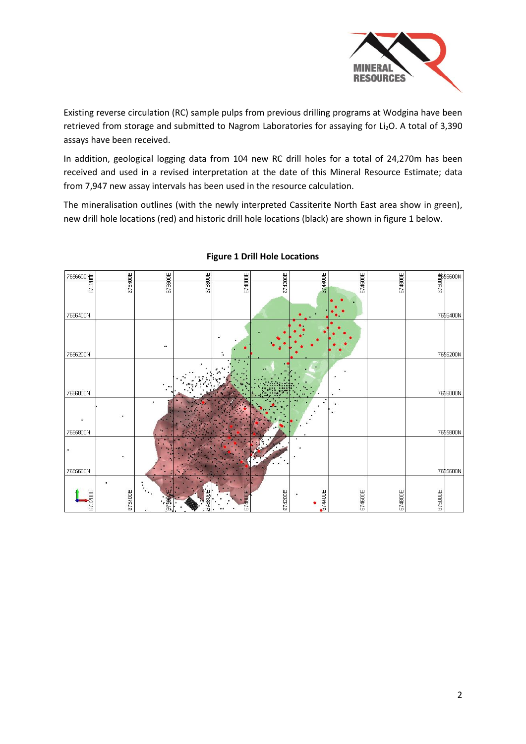Existing reverse circulation (RC) sample pulps from previous drilling programs at Wodgina have been retrieved from storage and submitted to Nagrom Laboratories for assaying for $Li_2O$. A total of 3,390 assays have been received.

In addition, geological logging data from 104 new RC drill holes for a total of 24,270m has been received and used in a revised interpretation at the date of this Mineral Resource Estimate; data from 7,947 new assay intervals has been used in the resource calculation.

The mineralisation outlines (with the newly interpreted Cassiterite North East area show in green), new drill hole locations (red) and historic drill hole locations (black) are shown in figure 1 below.

**Figure 1 Drill Hole Locations**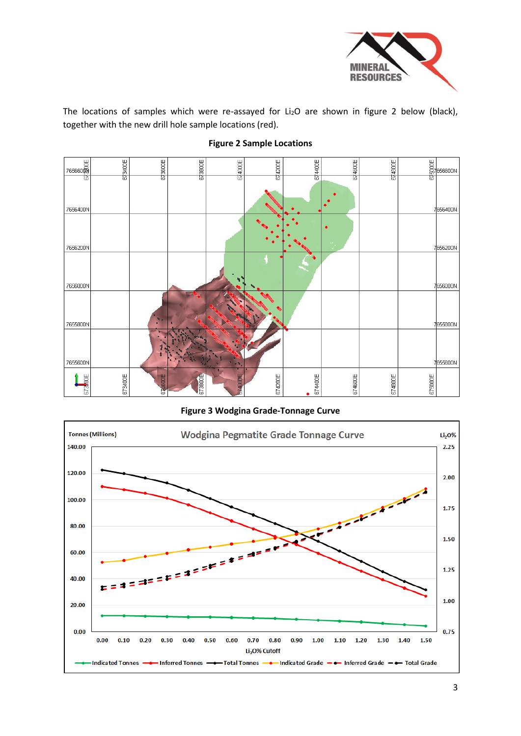The locations of samples which were re-assayed for $Li_2O$ are shown in figure 2 below (black), together with the new drill hole sample locations (red).

**Figure 2 Sample Locations**

**Figure 3 Wodgina Grade-Tonnage Curve**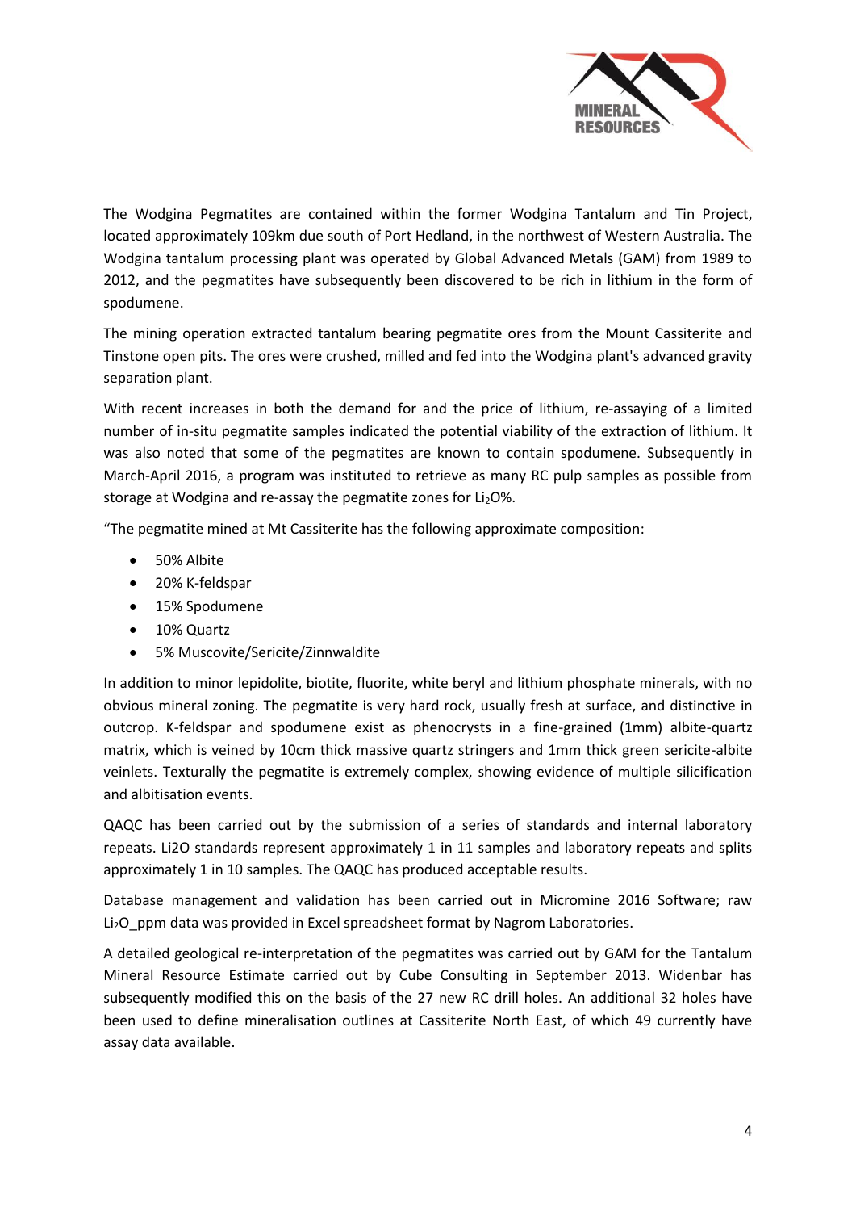The Wodgina Pegmatites are contained within the former Wodgina Tantalum and Tin Project, located approximately 109km due south of Port Hedland, in the northwest of Western Australia. The Wodgina tantalum processing plant was operated by Global Advanced Metals (GAM) from 1989 to 2012, and the pegmatites have subsequently been discovered to be rich in lithium in the form of spodumene.

The mining operation extracted tantalum bearing pegmatite ores from the Mount Cassiterite and Tinstone open pits. The ores were crushed, milled and fed into the Wodgina plant's advanced gravity separation plant.

With recent increases in both the demand for and the price of lithium, re-assaying of a limited number of in-situ pegmatite samples indicated the potential viability of the extraction of lithium. It was also noted that some of the pegmatites are known to contain spodumene. Subsequently in March-April 2016, a program was instituted to retrieve as many RC pulp samples as possible from storage at Wodgina and re-assay the pegmatite zones for $Li_2O$%.

"The pegmatite mined at Mt Cassiterite has the following approximate composition:

- 50% Albite
- 20% K-feldspar
- 15% Spodumene
- 10% Quartz
- 5% Muscovite/Sericite/Zinnwaldite

In addition to minor lepidolite, biotite, fluorite, white beryl and lithium phosphate minerals, with no obvious mineral zoning. The pegmatite is very hard rock, usually fresh at surface, and distinctive in outcrop. K-feldspar and spodumene exist as phenocrysts in a fine-grained (1mm) albite-quartz matrix, which is veined by 10cm thick massive quartz stringers and 1mm thick green sericite-albite veinlets. Texturally the pegmatite is extremely complex, showing evidence of multiple silicification and albitisation events.

QAQC has been carried out by the submission of a series of standards and internal laboratory repeats. Li2O standards represent approximately 1 in 11 samples and laboratory repeats and splits approximately 1 in 10 samples. The QAQC has produced acceptable results.

Database management and validation has been carried out in Micromine 2016 Software; raw $Li_2O$_ppm data was provided in Excel spreadsheet format by Nagrom Laboratories.

A detailed geological re-interpretation of the pegmatites was carried out by GAM for the Tantalum Mineral Resource Estimate carried out by Cube Consulting in September 2013. Widenbar has subsequently modified this on the basis of the 27 new RC drill holes. An additional 32 holes have been used to define mineralisation outlines at Cassiterite North East, of which 49 currently have assay data available.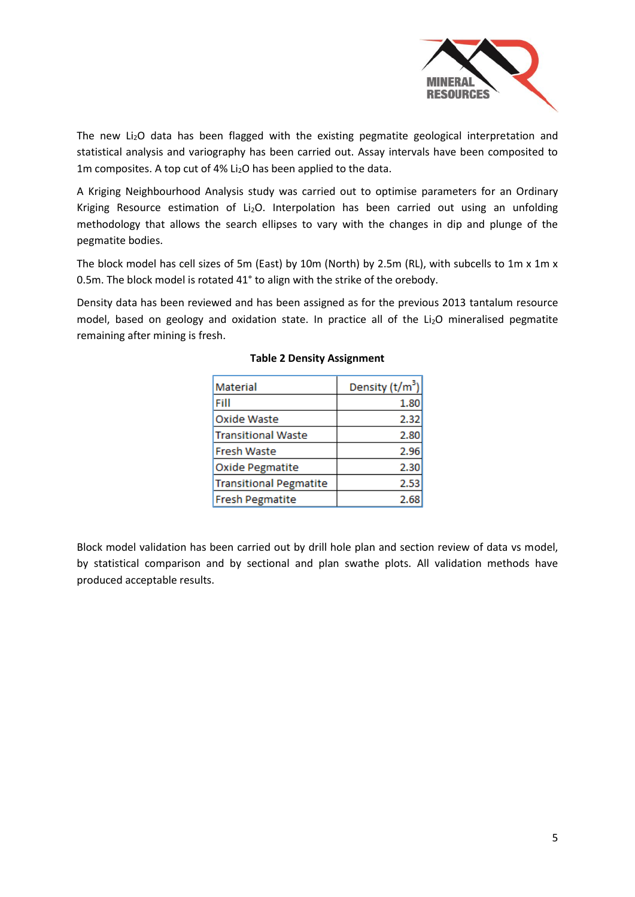The new $Li_2O$ data has been flagged with the existing pegmatite geological interpretation and statistical analysis and variography has been carried out. Assay intervals have been composited to 1m composites. A top cut of 4% $Li_2O$ has been applied to the data.

A Kriging Neighbourhood Analysis study was carried out to optimise parameters for an Ordinary Kriging Resource estimation of $Li_2O$. Interpolation has been carried out using an unfolding methodology that allows the search ellipses to vary with the changes in dip and plunge of the pegmatite bodies.

The block model has cell sizes of 5m (East) by 10m (North) by 2.5m (RL), with subcells to 1m x 1m x 0.5m. The block model is rotated 41° to align with the strike of the orebody.

Density data has been reviewed and has been assigned as for the previous 2013 tantalum resource model, based on geology and oxidation state. In practice all of the $Li_2O$ mineralised pegmatite remaining after mining is fresh.

**Table 2 Density Assignment**

| Material | Density (t/m$^3$) |
|---|---:|
| Fill | 1.80 |
| Oxide Waste | 2.32 |
| Transitional Waste | 2.80 |
| Fresh Waste | 2.96 |
| Oxide Pegmatite | 2.30 |
| Transitional Pegmatite | 2.53 |
| Fresh Pegmatite | 2.68 |

Block model validation has been carried out by drill hole plan and section review of data vs model, by statistical comparison and by sectional and plan swathe plots. All validation methods have produced acceptable results.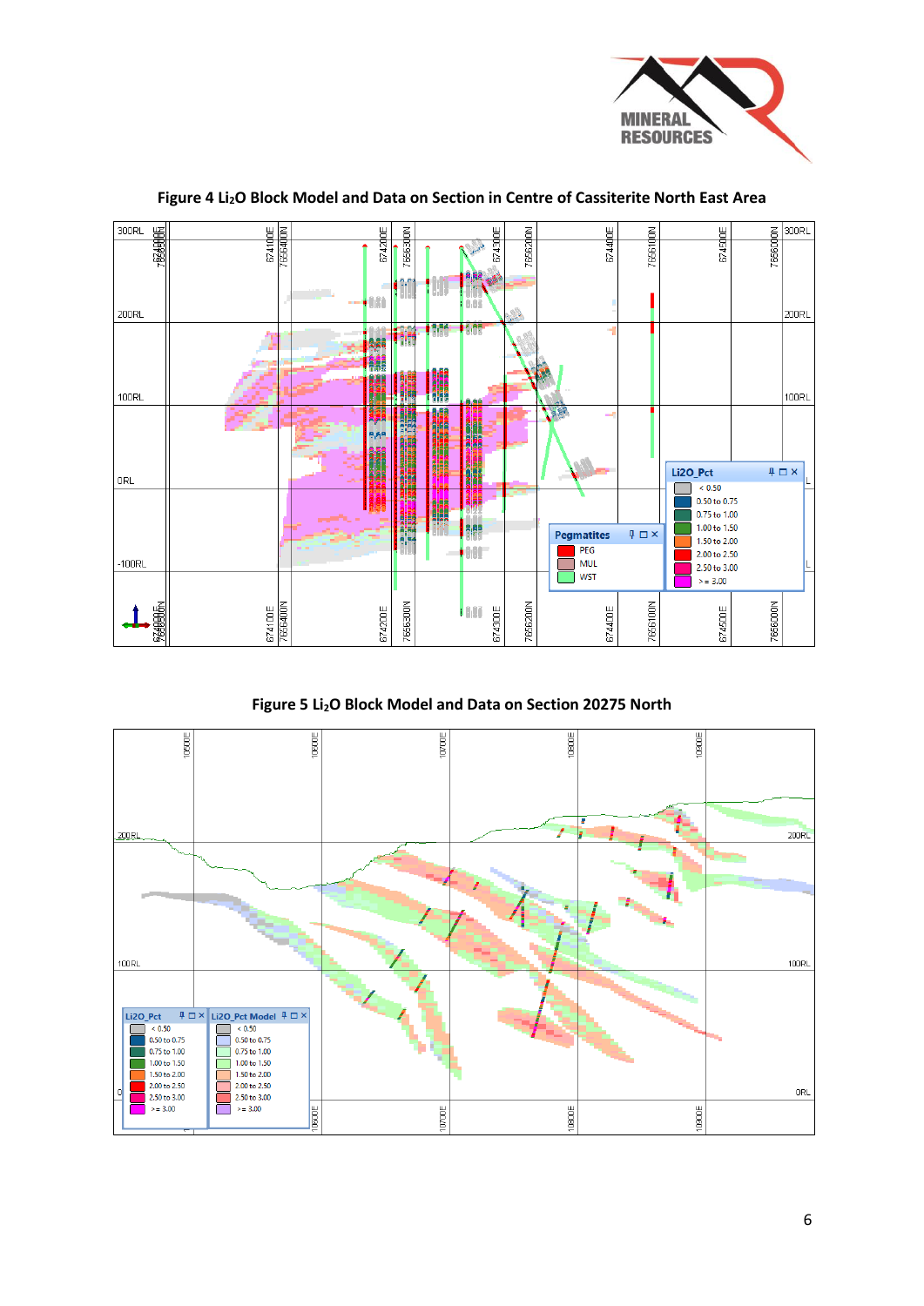**Figure 4 Li$_2$O Block Model and Data on Section in Centre of Cassiterite North East Area**

**Figure 5 Li$_2$O Block Model and Data on Section 20275 North**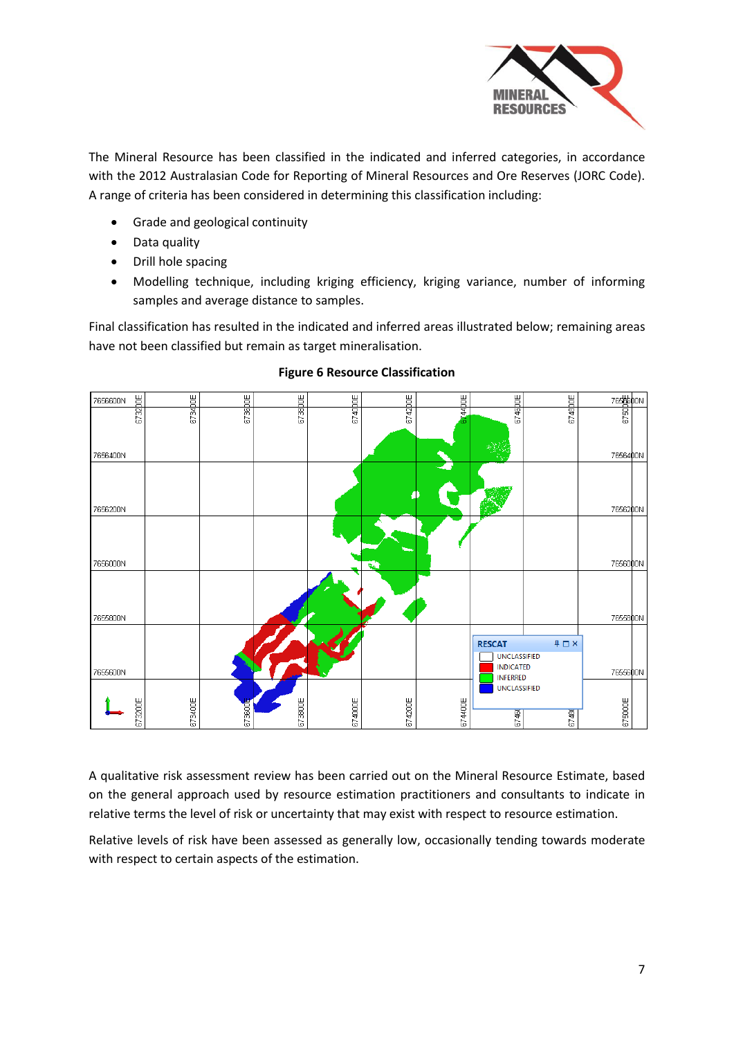The Mineral Resource has been classified in the indicated and inferred categories, in accordance with the 2012 Australasian Code for Reporting of Mineral Resources and Ore Reserves (JORC Code). A range of criteria has been considered in determining this classification including:

- Grade and geological continuity
- Data quality
- Drill hole spacing
- Modelling technique, including kriging efficiency, kriging variance, number of informing samples and average distance to samples.

Final classification has resulted in the indicated and inferred areas illustrated below; remaining areas have not been classified but remain as target mineralisation.

**Figure 6 Resource Classification**

A qualitative risk assessment review has been carried out on the Mineral Resource Estimate, based on the general approach used by resource estimation practitioners and consultants to indicate in relative terms the level of risk or uncertainty that may exist with respect to resource estimation.

Relative levels of risk have been assessed as generally low, occasionally tending towards moderate with respect to certain aspects of the estimation.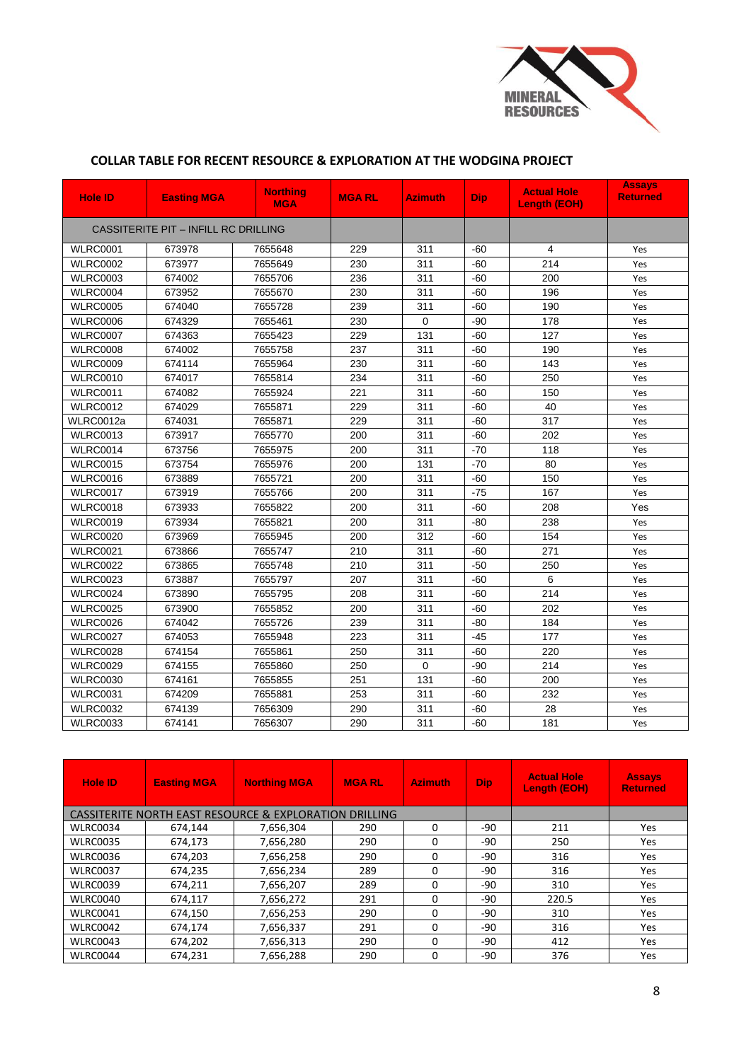## COLLAR TABLE FOR RECENT RESOURCE & EXPLORATION AT THE WODGINA PROJECT

| Hole ID | Easting MGA | Northing MGA | MGA RL | Azimuth | Dip | Actual Hole Length (EOH) | Assays Returned |
|---|---|---|---|---|---|---|---|
| CASSITERITE PIT – INFILL RC DRILLING | | | | | | | |
| WLRC0001 | 673978 | 7655648 | 229 | 311 | -60 | 4 | Yes |
| WLRC0002 | 673977 | 7655649 | 230 | 311 | -60 | 214 | Yes |
| WLRC0003 | 674002 | 7655706 | 236 | 311 | -60 | 200 | Yes |
| WLRC0004 | 673952 | 7655670 | 230 | 311 | -60 | 196 | Yes |
| WLRC0005 | 674040 | 7655728 | 239 | 311 | -60 | 190 | Yes |
| WLRC0006 | 674329 | 7655461 | 230 | 0 | -90 | 178 | Yes |
| WLRC0007 | 674363 | 7655423 | 229 | 131 | -60 | 127 | Yes |
| WLRC0008 | 674002 | 7655758 | 237 | 311 | -60 | 190 | Yes |
| WLRC0009 | 674114 | 7655964 | 230 | 311 | -60 | 143 | Yes |
| WLRC0010 | 674017 | 7655814 | 234 | 311 | -60 | 250 | Yes |
| WLRC0011 | 674082 | 7655924 | 221 | 311 | -60 | 150 | Yes |
| WLRC0012 | 674029 | 7655871 | 229 | 311 | -60 | 40 | Yes |
| WLRC0012a | 674031 | 7655871 | 229 | 311 | -60 | 317 | Yes |
| WLRC0013 | 673917 | 7655770 | 200 | 311 | -60 | 202 | Yes |
| WLRC0014 | 673756 | 7655975 | 200 | 311 | -70 | 118 | Yes |
| WLRC0015 | 673754 | 7655976 | 200 | 131 | -70 | 80 | Yes |
| WLRC0016 | 673889 | 7655721 | 200 | 311 | -60 | 150 | Yes |
| WLRC0017 | 673919 | 7655766 | 200 | 311 | -75 | 167 | Yes |
| WLRC0018 | 673933 | 7655822 | 200 | 311 | -60 | 208 | Yes |
| WLRC0019 | 673934 | 7655821 | 200 | 311 | -80 | 238 | Yes |
| WLRC0020 | 673969 | 7655945 | 200 | 312 | -60 | 154 | Yes |
| WLRC0021 | 673866 | 7655747 | 210 | 311 | -60 | 271 | Yes |
| WLRC0022 | 673865 | 7655748 | 210 | 311 | -50 | 250 | Yes |
| WLRC0023 | 673887 | 7655797 | 207 | 311 | -60 | 6 | Yes |
| WLRC0024 | 673890 | 7655795 | 208 | 311 | -60 | 214 | Yes |
| WLRC0025 | 673900 | 7655852 | 200 | 311 | -60 | 202 | Yes |
| WLRC0026 | 674042 | 7655726 | 239 | 311 | -80 | 184 | Yes |
| WLRC0027 | 674053 | 7655948 | 223 | 311 | -45 | 177 | Yes |
| WLRC0028 | 674154 | 7655861 | 250 | 311 | -60 | 220 | Yes |
| WLRC0029 | 674155 | 7655860 | 250 | 0 | -90 | 214 | Yes |
| WLRC0030 | 674161 | 7655855 | 251 | 131 | -60 | 200 | Yes |
| WLRC0031 | 674209 | 7655881 | 253 | 311 | -60 | 232 | Yes |
| WLRC0032 | 674139 | 7656309 | 290 | 311 | -60 | 28 | Yes |
| WLRC0033 | 674141 | 7656307 | 290 | 311 | -60 | 181 | Yes |

| Hole ID | Easting MGA | Northing MGA | MGA RL | Azimuth | Dip | Actual Hole Length (EOH) | Assays Returned |
|---|---|---|---|---|---|---|---|
| CASSITERITE NORTH EAST RESOURCE & EXPLORATION DRILLING | | | | | | | |
| WLRC0034 | 674,144 | 7,656,304 | 290 | 0 | -90 | 211 | Yes |
| WLRC0035 | 674,173 | 7,656,280 | 290 | 0 | -90 | 250 | Yes |
| WLRC0036 | 674,203 | 7,656,258 | 290 | 0 | -90 | 316 | Yes |
| WLRC0037 | 674,235 | 7,656,234 | 289 | 0 | -90 | 316 | Yes |
| WLRC0039 | 674,211 | 7,656,207 | 289 | 0 | -90 | 310 | Yes |
| WLRC0040 | 674,117 | 7,656,272 | 291 | 0 | -90 | 220.5 | Yes |
| WLRC0041 | 674,150 | 7,656,253 | 290 | 0 | -90 | 310 | Yes |
| WLRC0042 | 674,174 | 7,656,337 | 291 | 0 | -90 | 316 | Yes |
| WLRC0043 | 674,202 | 7,656,313 | 290 | 0 | -90 | 412 | Yes |
| WLRC0044 | 674,231 | 7,656,288 | 290 | 0 | -90 | 376 | Yes |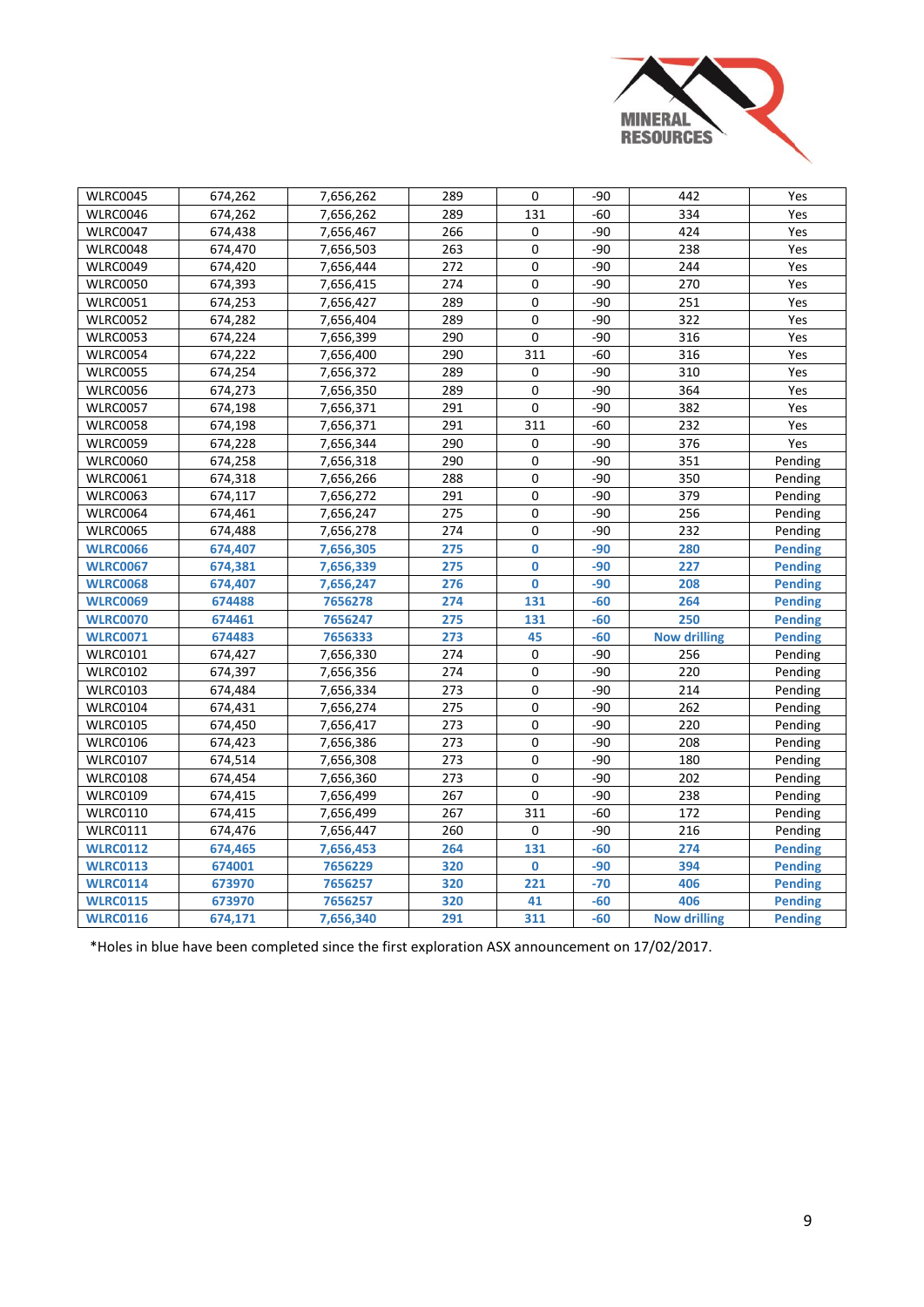| WLRC0045 | 674,262 | 7,656,262 | 289 | 0 | -90 | 442 | Yes |
|---|---|---|---|---|---|---|---|
| WLRC0046 | 674,262 | 7,656,262 | 289 | 131 | -60 | 334 | Yes |
| WLRC0047 | 674,438 | 7,656,467 | 266 | 0 | -90 | 424 | Yes |
| WLRC0048 | 674,470 | 7,656,503 | 263 | 0 | -90 | 238 | Yes |
| WLRC0049 | 674,420 | 7,656,444 | 272 | 0 | -90 | 244 | Yes |
| WLRC0050 | 674,393 | 7,656,415 | 274 | 0 | -90 | 270 | Yes |
| WLRC0051 | 674,253 | 7,656,427 | 289 | 0 | -90 | 251 | Yes |
| WLRC0052 | 674,282 | 7,656,404 | 289 | 0 | -90 | 322 | Yes |
| WLRC0053 | 674,224 | 7,656,399 | 290 | 0 | -90 | 316 | Yes |
| WLRC0054 | 674,222 | 7,656,400 | 290 | 311 | -60 | 316 | Yes |
| WLRC0055 | 674,254 | 7,656,372 | 289 | 0 | -90 | 310 | Yes |
| WLRC0056 | 674,273 | 7,656,350 | 289 | 0 | -90 | 364 | Yes |
| WLRC0057 | 674,198 | 7,656,371 | 291 | 0 | -90 | 382 | Yes |
| WLRC0058 | 674,198 | 7,656,371 | 291 | 311 | -60 | 232 | Yes |
| WLRC0059 | 674,228 | 7,656,344 | 290 | 0 | -90 | 376 | Yes |
| WLRC0060 | 674,258 | 7,656,318 | 290 | 0 | -90 | 351 | Pending |
| WLRC0061 | 674,318 | 7,656,266 | 288 | 0 | -90 | 350 | Pending |
| WLRC0063 | 674,117 | 7,656,272 | 291 | 0 | -90 | 379 | Pending |
| WLRC0064 | 674,461 | 7,656,247 | 275 | 0 | -90 | 256 | Pending |
| WLRC0065 | 674,488 | 7,656,278 | 274 | 0 | -90 | 232 | Pending |
| **WLRC0066** | **674,407** | **7,656,305** | **275** | **0** | **-90** | **280** | **Pending** |
| **WLRC0067** | **674,381** | **7,656,339** | **275** | **0** | **-90** | **227** | **Pending** |
| **WLRC0068** | **674,407** | **7,656,247** | **276** | **0** | **-90** | **208** | **Pending** |
| **WLRC0069** | **674488** | **7656278** | **274** | **131** | **-60** | **264** | **Pending** |
| **WLRC0070** | **674461** | **7656247** | **275** | **131** | **-60** | **250** | **Pending** |
| **WLRC0071** | **674483** | **7656333** | **273** | **45** | **-60** | **Now drilling** | **Pending** |
| WLRC0101 | 674,427 | 7,656,330 | 274 | 0 | -90 | 256 | Pending |
| WLRC0102 | 674,397 | 7,656,356 | 274 | 0 | -90 | 220 | Pending |
| WLRC0103 | 674,484 | 7,656,334 | 273 | 0 | -90 | 214 | Pending |
| WLRC0104 | 674,431 | 7,656,274 | 275 | 0 | -90 | 262 | Pending |
| WLRC0105 | 674,450 | 7,656,417 | 273 | 0 | -90 | 220 | Pending |
| WLRC0106 | 674,423 | 7,656,386 | 273 | 0 | -90 | 208 | Pending |
| WLRC0107 | 674,514 | 7,656,308 | 273 | 0 | -90 | 180 | Pending |
| WLRC0108 | 674,454 | 7,656,360 | 273 | 0 | -90 | 202 | Pending |
| WLRC0109 | 674,415 | 7,656,499 | 267 | 0 | -90 | 238 | Pending |
| WLRC0110 | 674,415 | 7,656,499 | 267 | 311 | -60 | 172 | Pending |
| WLRC0111 | 674,476 | 7,656,447 | 260 | 0 | -90 | 216 | Pending |
| **WLRC0112** | **674,465** | **7,656,453** | **264** | **131** | **-60** | **274** | **Pending** |
| **WLRC0113** | **674001** | **7656229** | **320** | **0** | **-90** | **394** | **Pending** |
| **WLRC0114** | **673970** | **7656257** | **320** | **221** | **-70** | **406** | **Pending** |
| **WLRC0115** | **673970** | **7656257** | **320** | **41** | **-60** | **406** | **Pending** |
| **WLRC0116** | **674,171** | **7,656,340** | **291** | **311** | **-60** | **Now drilling** | **Pending** |

*Holes in blue have been completed since the first exploration ASX announcement on 17/02/2017.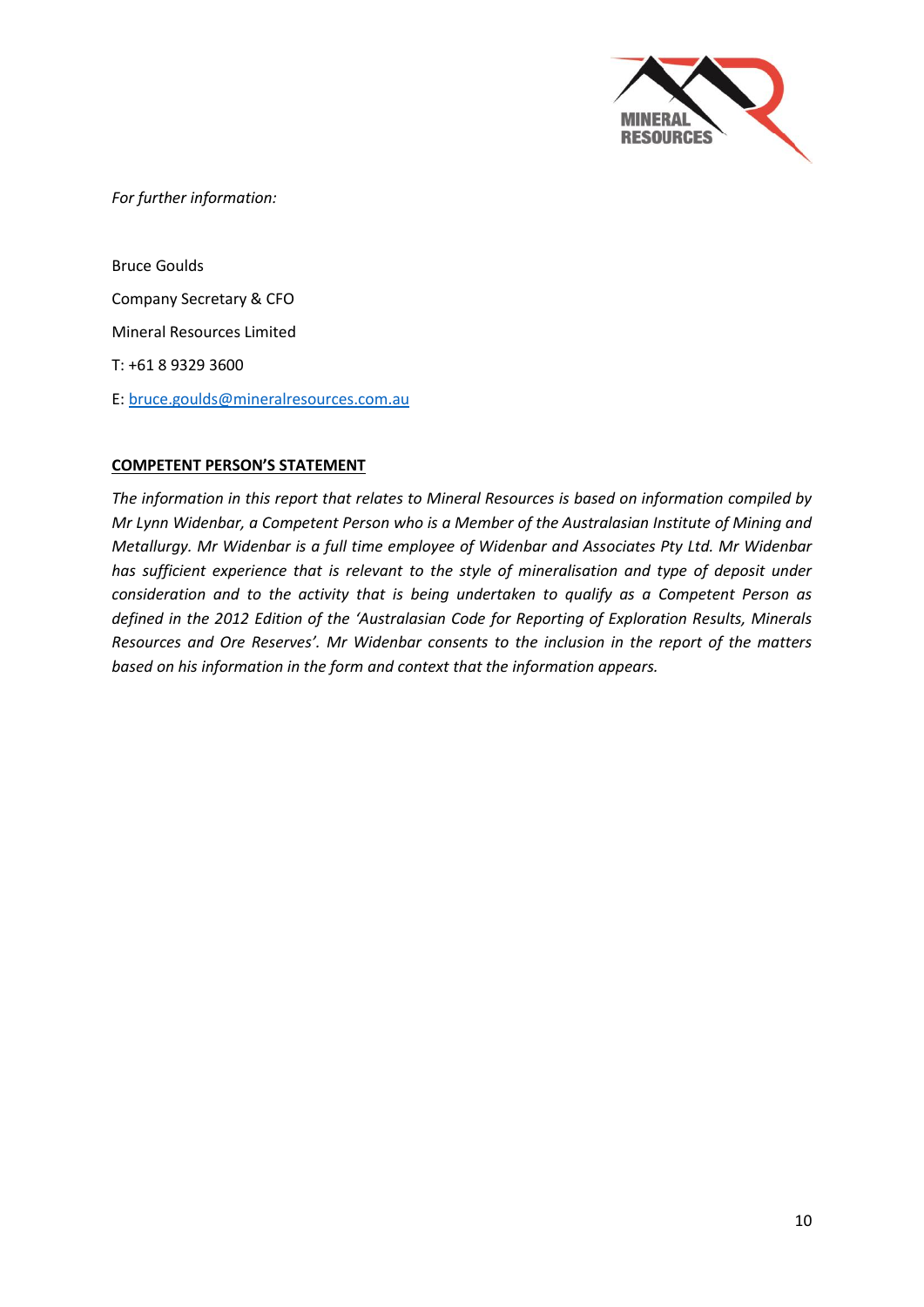*For further information:*

Bruce Goulds

Company Secretary & CFO

Mineral Resources Limited

T: +61 8 9329 3600

E: bruce.goulds@mineralresources.com.au

**COMPETENT PERSON'S STATEMENT**

*The information in this report that relates to Mineral Resources is based on information compiled by Mr Lynn Widenbar, a Competent Person who is a Member of the Australasian Institute of Mining and Metallurgy. Mr Widenbar is a full time employee of Widenbar and Associates Pty Ltd. Mr Widenbar has sufficient experience that is relevant to the style of mineralisation and type of deposit under consideration and to the activity that is being undertaken to qualify as a Competent Person as defined in the 2012 Edition of the 'Australasian Code for Reporting of Exploration Results, Minerals Resources and Ore Reserves'. Mr Widenbar consents to the inclusion in the report of the matters based on his information in the form and context that the information appears.*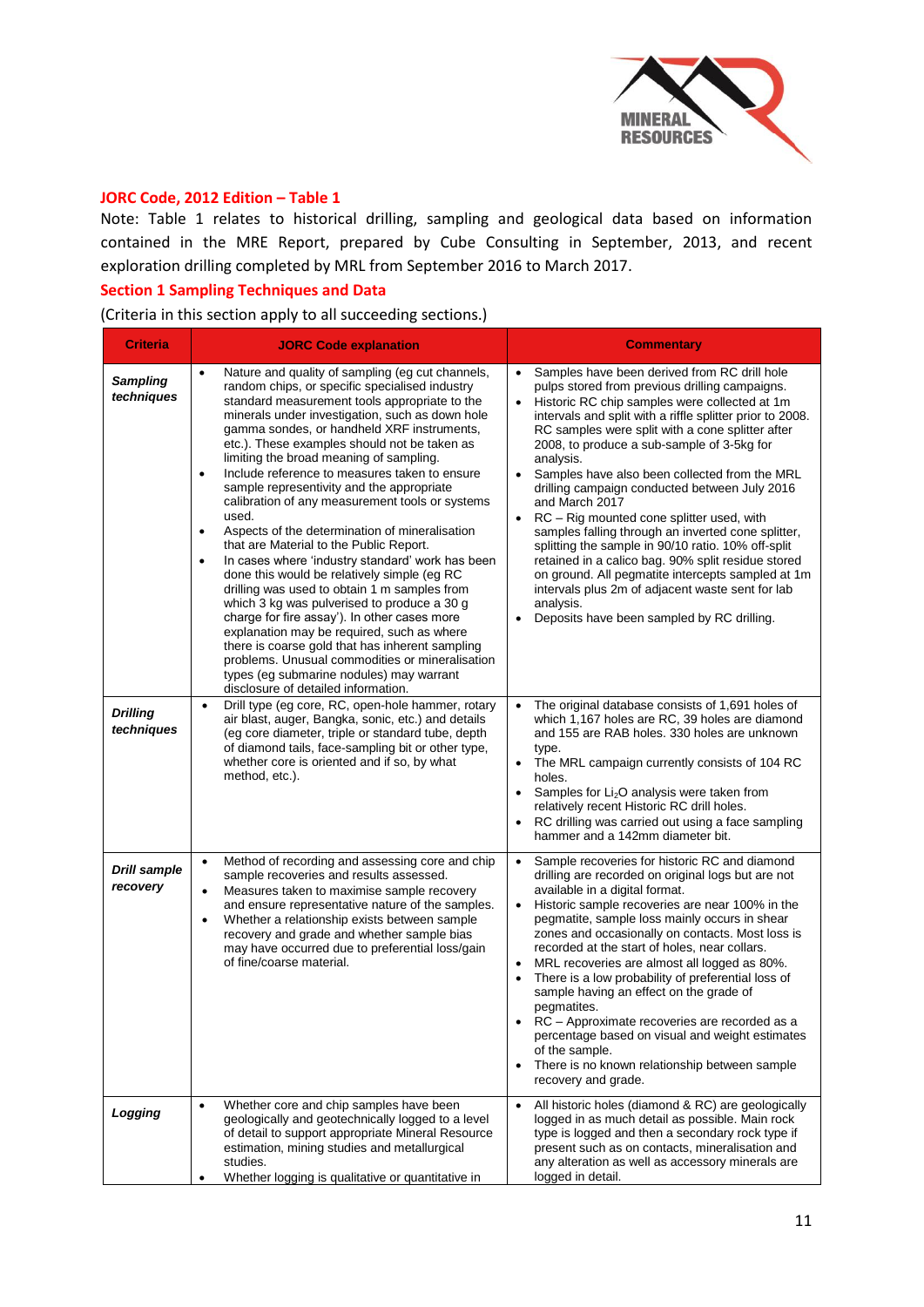## JORC Code, 2012 Edition – Table 1

Note: Table 1 relates to historical drilling, sampling and geological data based on information contained in the MRE Report, prepared by Cube Consulting in September, 2013, and recent exploration drilling completed by MRL from September 2016 to March 2017.

### Section 1 Sampling Techniques and Data

(Criteria in this section apply to all succeeding sections.)

| Criteria | JORC Code explanation | Commentary |
|---|---|---|
| ***Sampling techniques*** | • Nature and quality of sampling (eg cut channels, random chips, or specific specialised industry standard measurement tools appropriate to the minerals under investigation, such as down hole gamma sondes, or handheld XRF instruments, etc.). These examples should not be taken as limiting the broad meaning of sampling.<br>• Include reference to measures taken to ensure sample representivity and the appropriate calibration of any measurement tools or systems used.<br>• Aspects of the determination of mineralisation that are Material to the Public Report.<br>• In cases where 'industry standard' work has been done this would be relatively simple (eg RC drilling was used to obtain 1 m samples from which 3 kg was pulverised to produce a 30 g charge for fire assay'). In other cases more explanation may be required, such as where there is coarse gold that has inherent sampling problems. Unusual commodities or mineralisation types (eg submarine nodules) may warrant disclosure of detailed information. | • Samples have been derived from RC drill hole pulps stored from previous drilling campaigns.<br>• Historic RC chip samples were collected at 1m intervals and split with a riffle splitter prior to 2008. RC samples were split with a cone splitter after 2008, to produce a sub-sample of 3-5kg for analysis.<br>• Samples have also been collected from the MRL drilling campaign conducted between July 2016 and March 2017<br>• RC – Rig mounted cone splitter used, with samples falling through an inverted cone splitter, splitting the sample in 90/10 ratio. 10% off-split retained in a calico bag. 90% split residue stored on ground. All pegmatite intercepts sampled at 1m intervals plus 2m of adjacent waste sent for lab analysis.<br>• Deposits have been sampled by RC drilling. |
| ***Drilling techniques*** | • Drill type (eg core, RC, open-hole hammer, rotary air blast, auger, Bangka, sonic, etc.) and details (eg core diameter, triple or standard tube, depth of diamond tails, face-sampling bit or other type, whether core is oriented and if so, by what method, etc.). | • The original database consists of 1,691 holes of which 1,167 holes are RC, 39 holes are diamond and 155 are RAB holes. 330 holes are unknown type.<br>• The MRL campaign currently consists of 104 RC holes.<br>• Samples for $Li_2O$ analysis were taken from relatively recent Historic RC drill holes.<br>• RC drilling was carried out using a face sampling hammer and a 142mm diameter bit. |
| ***Drill sample recovery*** | • Method of recording and assessing core and chip sample recoveries and results assessed.<br>• Measures taken to maximise sample recovery and ensure representative nature of the samples.<br>• Whether a relationship exists between sample recovery and grade and whether sample bias may have occurred due to preferential loss/gain of fine/coarse material. | • Sample recoveries for historic RC and diamond drilling are recorded on original logs but are not available in a digital format.<br>• Historic sample recoveries are near 100% in the pegmatite, sample loss mainly occurs in shear zones and occasionally on contacts. Most loss is recorded at the start of holes, near collars.<br>• MRL recoveries are almost all logged as 80%.<br>• There is a low probability of preferential loss of sample having an effect on the grade of pegmatites.<br>• RC – Approximate recoveries are recorded as a percentage based on visual and weight estimates of the sample.<br>• There is no known relationship between sample recovery and grade. |
| ***Logging*** | • Whether core and chip samples have been geologically and geotechnically logged to a level of detail to support appropriate Mineral Resource estimation, mining studies and metallurgical studies.<br>• Whether logging is qualitative or quantitative in | • All historic holes (diamond & RC) are geologically logged in as much detail as possible. Main rock type is logged and then a secondary rock type if present such as on contacts, mineralisation and any alteration as well as accessory minerals are logged in detail. |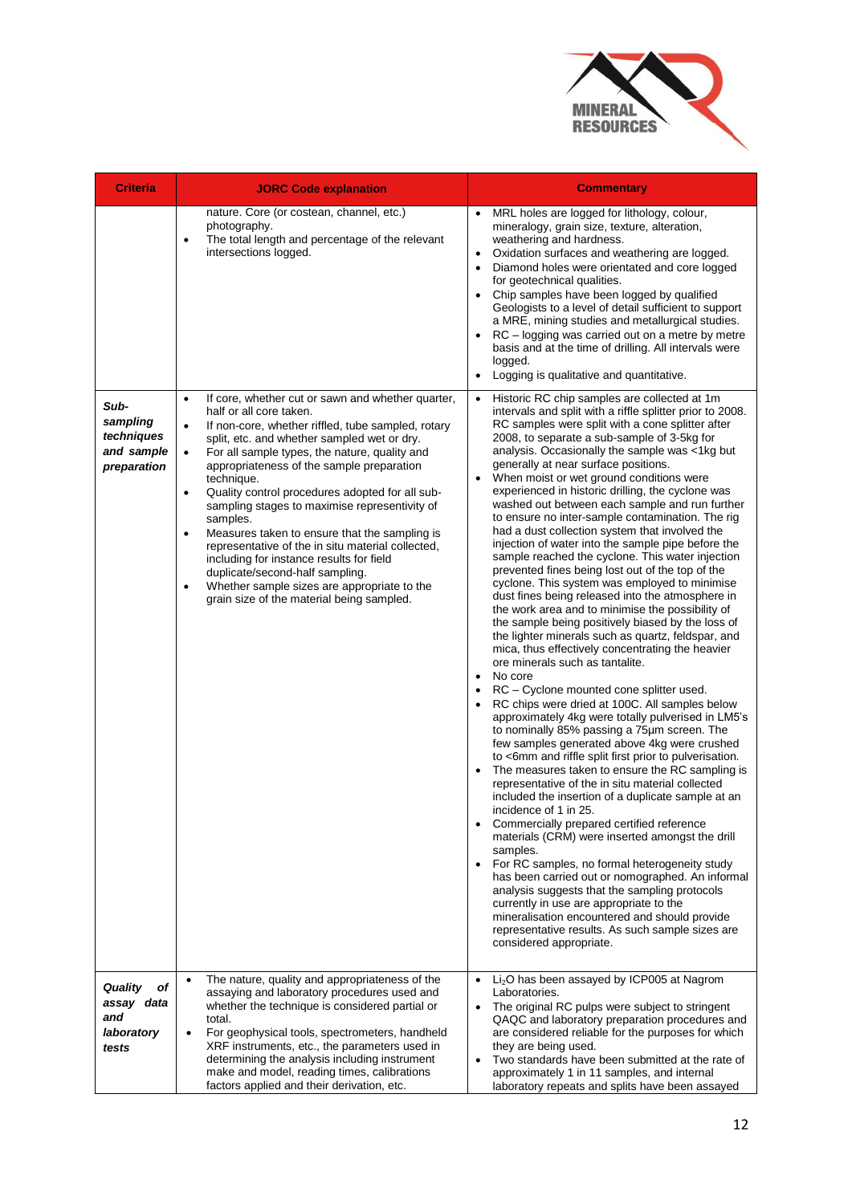| Criteria | JORC Code explanation | Commentary |
|---|---|---|
| | nature. Core (or costean, channel, etc.) photography.<br>• The total length and percentage of the relevant intersections logged. | • MRL holes are logged for lithology, colour, mineralogy, grain size, texture, alteration, weathering and hardness.<br>• Oxidation surfaces and weathering are logged.<br>• Diamond holes were orientated and core logged for geotechnical qualities.<br>• Chip samples have been logged by qualified Geologists to a level of detail sufficient to support a MRE, mining studies and metallurgical studies.<br>• RC – logging was carried out on a metre by metre basis and at the time of drilling. All intervals were logged.<br>• Logging is qualitative and quantitative. |
| ***Sub-sampling techniques and sample preparation*** | • If core, whether cut or sawn and whether quarter, half or all core taken.<br>• If non-core, whether riffled, tube sampled, rotary split, etc. and whether sampled wet or dry.<br>• For all sample types, the nature, quality and appropriateness of the sample preparation technique.<br>• Quality control procedures adopted for all sub-sampling stages to maximise representivity of samples.<br>• Measures taken to ensure that the sampling is representative of the in situ material collected, including for instance results for field duplicate/second-half sampling.<br>• Whether sample sizes are appropriate to the grain size of the material being sampled. | • Historic RC chip samples are collected at 1m intervals and split with a riffle splitter prior to 2008. RC samples were split with a cone splitter after 2008, to separate a sub-sample of 3-5kg for analysis. Occasionally the sample was <1kg but generally at near surface positions.<br>• When moist or wet ground conditions were experienced in historic drilling, the cyclone was washed out between each sample and run further to ensure no inter-sample contamination. The rig had a dust collection system that involved the injection of water into the sample pipe before the sample reached the cyclone. This water injection prevented fines being lost out of the top of the cyclone. This system was employed to minimise dust fines being released into the atmosphere in the work area and to minimise the possibility of the sample being positively biased by the loss of the lighter minerals such as quartz, feldspar, and mica, thus effectively concentrating the heavier ore minerals such as tantalite.<br>• No core<br>• RC – Cyclone mounted cone splitter used.<br>• RC chips were dried at 100C. All samples below approximately 4kg were totally pulverised in LM5's to nominally 85% passing a 75µm screen. The few samples generated above 4kg were crushed to <6mm and riffle split first prior to pulverisation.<br>• The measures taken to ensure the RC sampling is representative of the in situ material collected included the insertion of a duplicate sample at an incidence of 1 in 25.<br>• Commercially prepared certified reference materials (CRM) were inserted amongst the drill samples.<br>• For RC samples, no formal heterogeneity study has been carried out or nomographed. An informal analysis suggests that the sampling protocols currently in use are appropriate to the mineralisation encountered and should provide representative results. As such sample sizes are considered appropriate. |
| ***Quality of assay data and laboratory tests*** | • The nature, quality and appropriateness of the assaying and laboratory procedures used and whether the technique is considered partial or total.<br>• For geophysical tools, spectrometers, handheld XRF instruments, etc., the parameters used in determining the analysis including instrument make and model, reading times, calibrations factors applied and their derivation, etc. | • $Li_2O$ has been assayed by ICP005 at Nagrom Laboratories.<br>• The original RC pulps were subject to stringent QAQC and laboratory preparation procedures and are considered reliable for the purposes for which they are being used.<br>• Two standards have been submitted at the rate of approximately 1 in 11 samples, and internal laboratory repeats and splits have been assayed |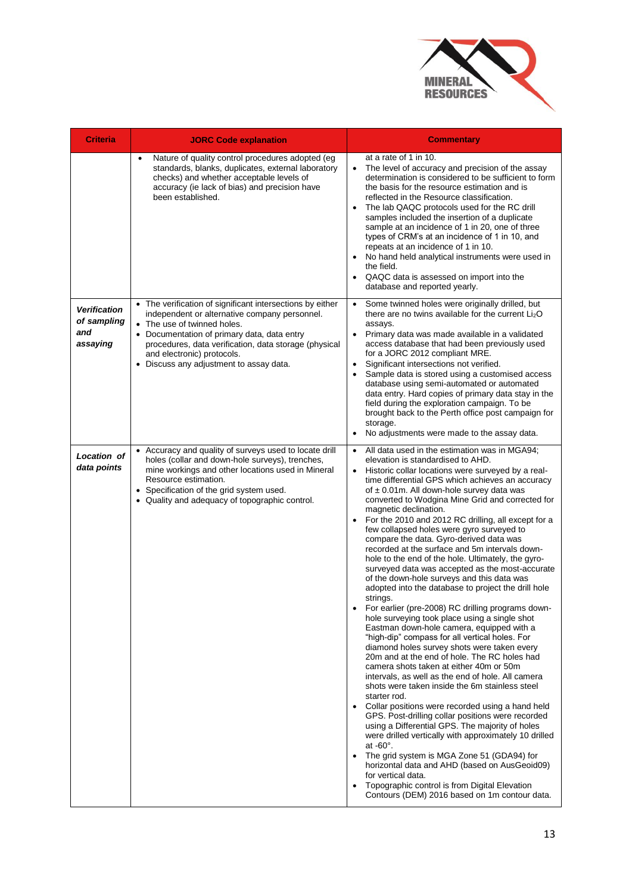| Criteria | JORC Code explanation | Commentary |
|---|---|---|
| | • Nature of quality control procedures adopted (eg standards, blanks, duplicates, external laboratory checks) and whether acceptable levels of accuracy (ie lack of bias) and precision have been established. | at a rate of 1 in 10.<br>• The level of accuracy and precision of the assay determination is considered to be sufficient to form the basis for the resource estimation and is reflected in the Resource classification.<br>• The lab QAQC protocols used for the RC drill samples included the insertion of a duplicate sample at an incidence of 1 in 20, one of three types of CRM's at an incidence of 1 in 10, and repeats at an incidence of 1 in 10.<br>• No hand held analytical instruments were used in the field.<br>• QAQC data is assessed on import into the database and reported yearly. |
| ***Verification of sampling and assaying*** | • The verification of significant intersections by either independent or alternative company personnel.<br>• The use of twinned holes.<br>• Documentation of primary data, data entry procedures, data verification, data storage (physical and electronic) protocols.<br>• Discuss any adjustment to assay data. | • Some twinned holes were originally drilled, but there are no twins available for the current $Li_2O$ assays.<br>• Primary data was made available in a validated access database that had been previously used for a JORC 2012 compliant MRE.<br>• Significant intersections not verified.<br>• Sample data is stored using a customised access database using semi-automated or automated data entry. Hard copies of primary data stay in the field during the exploration campaign. To be brought back to the Perth office post campaign for storage.<br>• No adjustments were made to the assay data. |
| ***Location of data points*** | • Accuracy and quality of surveys used to locate drill holes (collar and down-hole surveys), trenches, mine workings and other locations used in Mineral Resource estimation.<br>• Specification of the grid system used.<br>• Quality and adequacy of topographic control. | • All data used in the estimation was in MGA94; elevation is standardised to AHD.<br>• Historic collar locations were surveyed by a real-time differential GPS which achieves an accuracy of ± 0.01m. All down-hole survey data was converted to Wodgina Mine Grid and corrected for magnetic declination.<br>• For the 2010 and 2012 RC drilling, all except for a few collapsed holes were gyro surveyed to compare the data. Gyro-derived data was recorded at the surface and 5m intervals down-hole to the end of the hole. Ultimately, the gyro-surveyed data was accepted as the most-accurate of the down-hole surveys and this data was adopted into the database to project the drill hole strings.<br>• For earlier (pre-2008) RC drilling programs down-hole surveying took place using a single shot Eastman down-hole camera, equipped with a "high-dip" compass for all vertical holes. For diamond holes survey shots were taken every 20m and at the end of hole. The RC holes had camera shots taken at either 40m or 50m intervals, as well as the end of hole. All camera shots were taken inside the 6m stainless steel starter rod.<br>• Collar positions were recorded using a hand held GPS. Post-drilling collar positions were recorded using a Differential GPS. The majority of holes were drilled vertically with approximately 10 drilled at -60°.<br>• The grid system is MGA Zone 51 (GDA94) for horizontal data and AHD (based on AusGeoid09) for vertical data.<br>• Topographic control is from Digital Elevation Contours (DEM) 2016 based on 1m contour data. |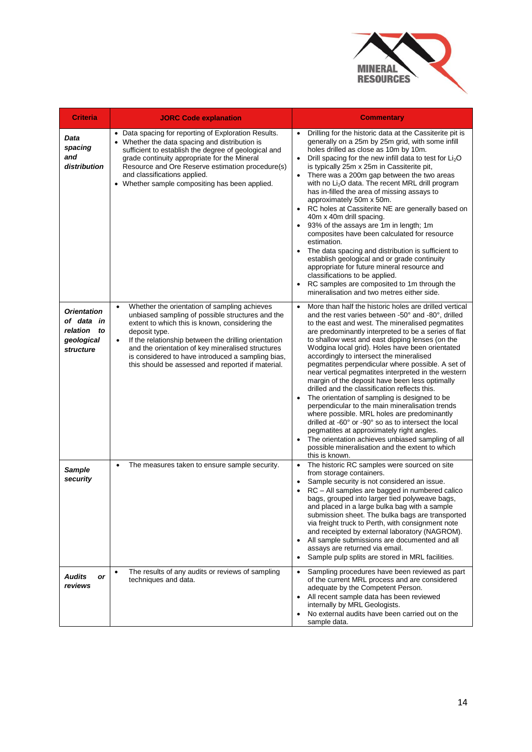| Criteria | JORC Code explanation | Commentary |
|---|---|---|
| ***Data spacing and distribution*** | • Data spacing for reporting of Exploration Results.<br>• Whether the data spacing and distribution is sufficient to establish the degree of geological and grade continuity appropriate for the Mineral Resource and Ore Reserve estimation procedure(s) and classifications applied.<br>• Whether sample compositing has been applied. | • Drilling for the historic data at the Cassiterite pit is generally on a 25m by 25m grid, with some infill holes drilled as close as 10m by 10m.<br>• Drill spacing for the new infill data to test for $Li_2O$ is typically 25m x 25m in Cassiterite pit,<br>• There was a 200m gap between the two areas with no $Li_2O$ data. The recent MRL drill program has in-filled the area of missing assays to approximately 50m x 50m.<br>• RC holes at Cassiterite NE are generally based on 40m x 40m drill spacing.<br>• 93% of the assays are 1m in length; 1m composites have been calculated for resource estimation.<br>• The data spacing and distribution is sufficient to establish geological and or grade continuity appropriate for future mineral resource and classifications to be applied.<br>• RC samples are composited to 1m through the mineralisation and two metres either side. |
| ***Orientation of data in relation to geological structure*** | • Whether the orientation of sampling achieves unbiased sampling of possible structures and the extent to which this is known, considering the deposit type.<br>• If the relationship between the drilling orientation and the orientation of key mineralised structures is considered to have introduced a sampling bias, this should be assessed and reported if material. | • More than half the historic holes are drilled vertical and the rest varies between -50° and -80°, drilled to the east and west. The mineralised pegmatites are predominantly interpreted to be a series of flat to shallow west and east dipping lenses (on the Wodgina local grid). Holes have been orientated accordingly to intersect the mineralised pegmatites perpendicular where possible. A set of near vertical pegmatites interpreted in the western margin of the deposit have been less optimally drilled and the classification reflects this.<br>• The orientation of sampling is designed to be perpendicular to the main mineralisation trends where possible. MRL holes are predominantly drilled at -60° or -90° so as to intersect the local pegmatites at approximately right angles.<br>• The orientation achieves unbiased sampling of all possible mineralisation and the extent to which this is known. |
| ***Sample security*** | • The measures taken to ensure sample security. | • The historic RC samples were sourced on site from storage containers.<br>• Sample security is not considered an issue.<br>• RC – All samples are bagged in numbered calico bags, grouped into larger tied polyweave bags, and placed in a large bulka bag with a sample submission sheet. The bulka bags are transported via freight truck to Perth, with consignment note and receipted by external laboratory (NAGROM).<br>• All sample submissions are documented and all assays are returned via email.<br>• Sample pulp splits are stored in MRL facilities. |
| ***Audits or reviews*** | • The results of any audits or reviews of sampling techniques and data. | • Sampling procedures have been reviewed as part of the current MRL process and are considered adequate by the Competent Person.<br>• All recent sample data has been reviewed internally by MRL Geologists.<br>• No external audits have been carried out on the sample data. |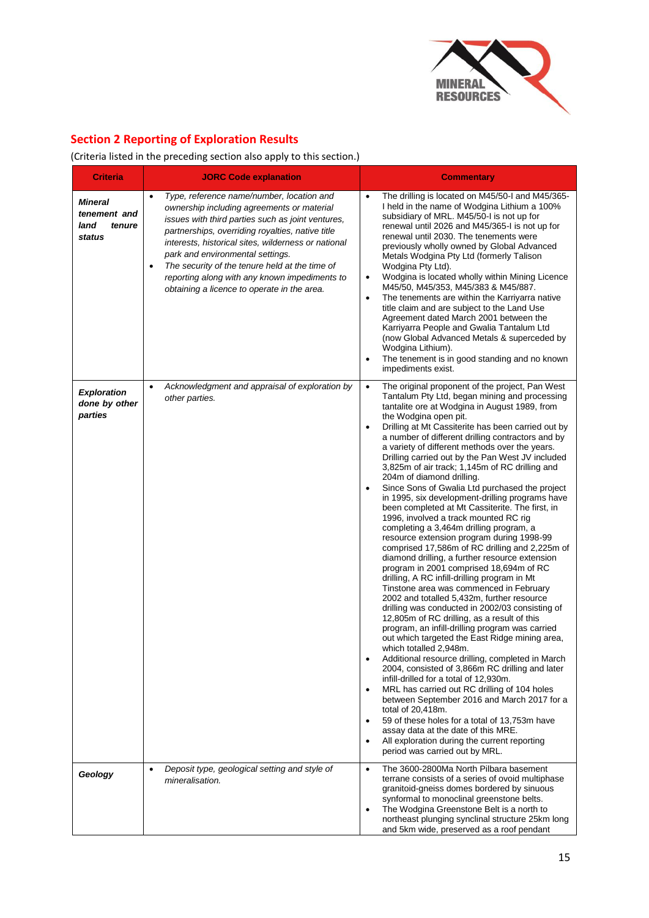## Section 2 Reporting of Exploration Results

(Criteria listed in the preceding section also apply to this section.)

| Criteria | JORC Code explanation | Commentary |
|---|---|---|
| ***Mineral tenement and land tenure status*** | • *Type, reference name/number, location and ownership including agreements or material issues with third parties such as joint ventures, partnerships, overriding royalties, native title interests, historical sites, wilderness or national park and environmental settings.*<br>• *The security of the tenure held at the time of reporting along with any known impediments to obtaining a licence to operate in the area.* | • The drilling is located on M45/50-I and M45/365-I held in the name of Wodgina Lithium a 100% subsidiary of MRL. M45/50-I is not up for renewal until 2026 and M45/365-I is not up for renewal until 2030. The tenements were previously wholly owned by Global Advanced Metals Wodgina Pty Ltd (formerly Talison Wodgina Pty Ltd).<br>• Wodgina is located wholly within Mining Licence M45/50, M45/353, M45/383 & M45/887.<br>• The tenements are within the Karriyarra native title claim and are subject to the Land Use Agreement dated March 2001 between the Karriyarra People and Gwalia Tantalum Ltd (now Global Advanced Metals & superceded by Wodgina Lithium).<br>• The tenement is in good standing and no known impediments exist. |
| ***Exploration done by other parties*** | • *Acknowledgment and appraisal of exploration by other parties.* | • The original proponent of the project, Pan West Tantalum Pty Ltd, began mining and processing tantalite ore at Wodgina in August 1989, from the Wodgina open pit.<br>• Drilling at Mt Cassiterite has been carried out by a number of different drilling contractors and by a variety of different methods over the years. Drilling carried out by the Pan West JV included 3,825m of air track; 1,145m of RC drilling and 204m of diamond drilling.<br>• Since Sons of Gwalia Ltd purchased the project in 1995, six development-drilling programs have been completed at Mt Cassiterite. The first, in 1996, involved a track mounted RC rig completing a 3,464m drilling program, a resource extension program during 1998-99 comprised 17,586m of RC drilling and 2,225m of diamond drilling, a further resource extension program in 2001 comprised 18,694m of RC drilling, A RC infill-drilling program in Mt Tinstone area was commenced in February 2002 and totalled 5,432m, further resource drilling was conducted in 2002/03 consisting of 12,805m of RC drilling, as a result of this program, an infill-drilling program was carried out which targeted the East Ridge mining area, which totalled 2,948m.<br>• Additional resource drilling, completed in March 2004, consisted of 3,866m RC drilling and later infill-drilled for a total of 12,930m.<br>• MRL has carried out RC drilling of 104 holes between September 2016 and March 2017 for a total of 20,418m.<br>• 59 of these holes for a total of 13,753m have assay data at the date of this MRE.<br>• All exploration during the current reporting period was carried out by MRL. |
| ***Geology*** | • *Deposit type, geological setting and style of mineralisation.* | • The 3600-2800Ma North Pilbara basement terrane consists of a series of ovoid multiphase granitoid-gneiss domes bordered by sinuous synformal to monoclinal greenstone belts.<br>• The Wodgina Greenstone Belt is a north to northeast plunging synclinal structure 25km long and 5km wide, preserved as a roof pendant |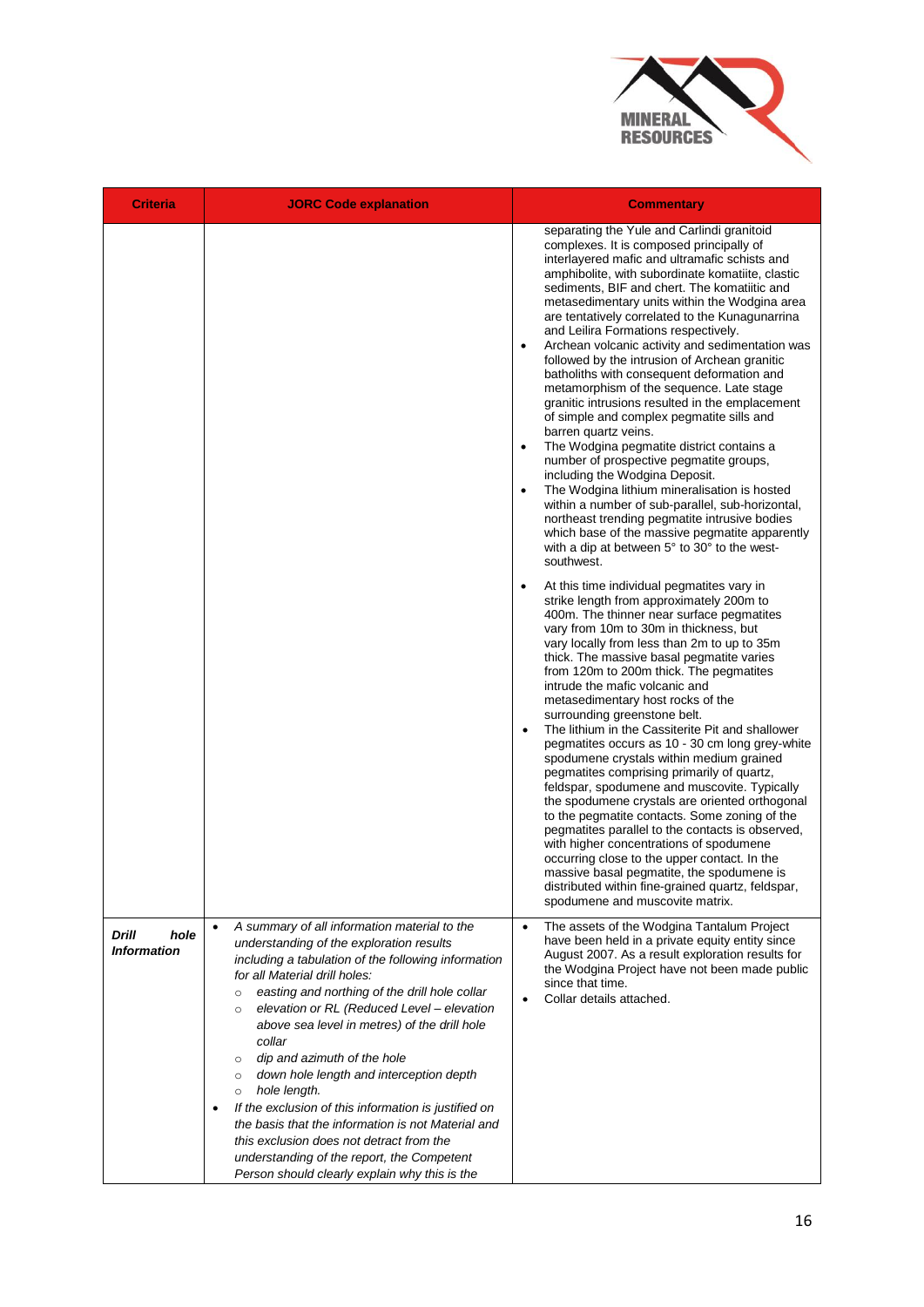| Criteria | JORC Code explanation | Commentary |
|---|---|---|
| | | separating the Yule and Carlindi granitoid complexes. It is composed principally of interlayered mafic and ultramafic schists and amphibolite, with subordinate komatiite, clastic sediments, BIF and chert. The komatiitic and metasedimentary units within the Wodgina area are tentatively correlated to the Kunagunarrina and Leilira Formations respectively.<br>• Archean volcanic activity and sedimentation was followed by the intrusion of Archean granitic batholiths with consequent deformation and metamorphism of the sequence. Late stage granitic intrusions resulted in the emplacement of simple and complex pegmatite sills and barren quartz veins.<br>• The Wodgina pegmatite district contains a number of prospective pegmatite groups, including the Wodgina Deposit.<br>• The Wodgina lithium mineralisation is hosted within a number of sub-parallel, sub-horizontal, northeast trending pegmatite intrusive bodies which base of the massive pegmatite apparently with a dip at between 5° to 30° to the west-southwest.<br>• At this time individual pegmatites vary in strike length from approximately 200m to 400m. The thinner near surface pegmatites vary from 10m to 30m in thickness, but vary locally from less than 2m to up to 35m thick. The massive basal pegmatite varies from 120m to 200m thick. The pegmatites intrude the mafic volcanic and metasedimentary host rocks of the surrounding greenstone belt.<br>• The lithium in the Cassiterite Pit and shallower pegmatites occurs as 10 - 30 cm long grey-white spodumene crystals within medium grained pegmatites comprising primarily of quartz, feldspar, spodumene and muscovite. Typically the spodumene crystals are oriented orthogonal to the pegmatite contacts. Some zoning of the pegmatites parallel to the contacts is observed, with higher concentrations of spodumene occurring close to the upper contact. In the massive basal pegmatite, the spodumene is distributed within fine-grained quartz, feldspar, spodumene and muscovite matrix. |
| ***Drill hole Information*** | • *A summary of all information material to the understanding of the exploration results including a tabulation of the following information for all Material drill holes:*<br>  ○ *easting and northing of the drill hole collar*<br>  ○ *elevation or RL (Reduced Level – elevation above sea level in metres) of the drill hole collar*<br>  ○ *dip and azimuth of the hole*<br>  ○ *down hole length and interception depth*<br>  ○ *hole length.*<br>• *If the exclusion of this information is justified on the basis that the information is not Material and this exclusion does not detract from the understanding of the report, the Competent Person should clearly explain why this is the* | • The assets of the Wodgina Tantalum Project have been held in a private equity entity since August 2007. As a result exploration results for the Wodgina Project have not been made public since that time.<br>• Collar details attached. |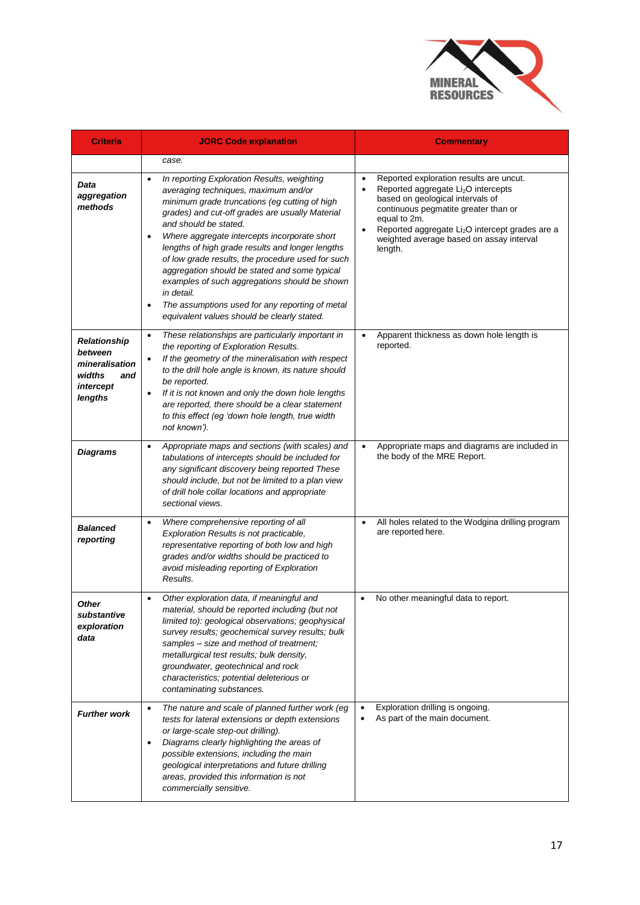| Criteria | JORC Code explanation | Commentary |
|---|---|---|
| | *case.* | |
| ***Data aggregation methods*** | • *In reporting Exploration Results, weighting averaging techniques, maximum and/or minimum grade truncations (eg cutting of high grades) and cut-off grades are usually Material and should be stated.*<br>• *Where aggregate intercepts incorporate short lengths of high grade results and longer lengths of low grade results, the procedure used for such aggregation should be stated and some typical examples of such aggregations should be shown in detail.*<br>• *The assumptions used for any reporting of metal equivalent values should be clearly stated.* | • Reported exploration results are uncut.<br>• Reported aggregate $Li_2O$ intercepts based on geological intervals of continuous pegmatite greater than or equal to 2m.<br>• Reported aggregate $Li_2O$ intercept grades are a weighted average based on assay interval length. |
| ***Relationship between mineralisation widths and intercept lengths*** | • *These relationships are particularly important in the reporting of Exploration Results.*<br>• *If the geometry of the mineralisation with respect to the drill hole angle is known, its nature should be reported.*<br>• *If it is not known and only the down hole lengths are reported, there should be a clear statement to this effect (eg 'down hole length, true width not known').* | • Apparent thickness as down hole length is reported. |
| ***Diagrams*** | • *Appropriate maps and sections (with scales) and tabulations of intercepts should be included for any significant discovery being reported These should include, but not be limited to a plan view of drill hole collar locations and appropriate sectional views.* | • Appropriate maps and diagrams are included in the body of the MRE Report. |
| ***Balanced reporting*** | • *Where comprehensive reporting of all Exploration Results is not practicable, representative reporting of both low and high grades and/or widths should be practiced to avoid misleading reporting of Exploration Results.* | • All holes related to the Wodgina drilling program are reported here. |
| ***Other substantive exploration data*** | • *Other exploration data, if meaningful and material, should be reported including (but not limited to): geological observations; geophysical survey results; geochemical survey results; bulk samples – size and method of treatment; metallurgical test results; bulk density, groundwater, geotechnical and rock characteristics; potential deleterious or contaminating substances.* | • No other meaningful data to report. |
| ***Further work*** | • *The nature and scale of planned further work (eg tests for lateral extensions or depth extensions or large-scale step-out drilling).*<br>• *Diagrams clearly highlighting the areas of possible extensions, including the main geological interpretations and future drilling areas, provided this information is not commercially sensitive.* | • Exploration drilling is ongoing.<br>• As part of the main document. |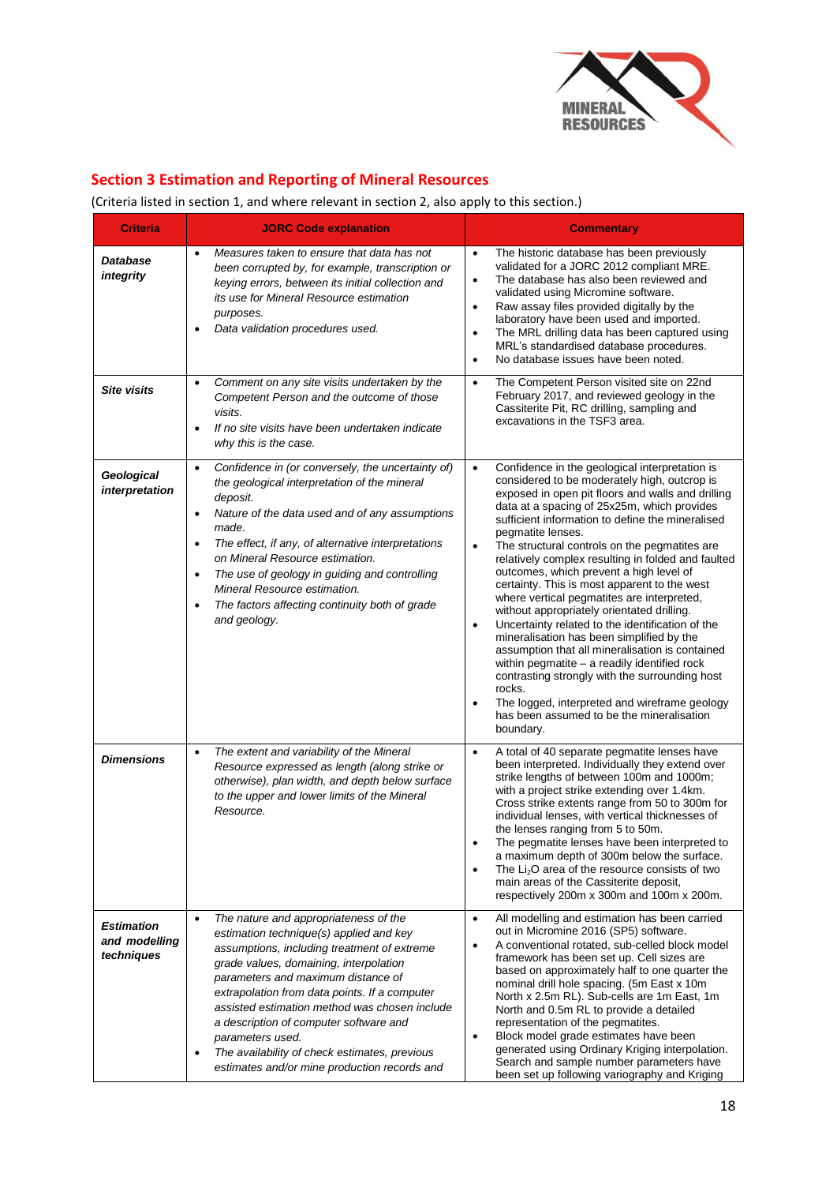## Section 3 Estimation and Reporting of Mineral Resources

(Criteria listed in section 1, and where relevant in section 2, also apply to this section.)

| Criteria | JORC Code explanation | Commentary |
|---|---|---|
| ***Database integrity*** | • *Measures taken to ensure that data has not been corrupted by, for example, transcription or keying errors, between its initial collection and its use for Mineral Resource estimation purposes.*<br>• *Data validation procedures used.* | • The historic database has been previously validated for a JORC 2012 compliant MRE.<br>• The database has also been reviewed and validated using Micromine software.<br>• Raw assay files provided digitally by the laboratory have been used and imported.<br>• The MRL drilling data has been captured using MRL's standardised database procedures.<br>• No database issues have been noted. |
| ***Site visits*** | • *Comment on any site visits undertaken by the Competent Person and the outcome of those visits.*<br>• *If no site visits have been undertaken indicate why this is the case.* | • The Competent Person visited site on 22nd February 2017, and reviewed geology in the Cassiterite Pit, RC drilling, sampling and excavations in the TSF3 area. |
| ***Geological interpretation*** | • *Confidence in (or conversely, the uncertainty of) the geological interpretation of the mineral deposit.*<br>• *Nature of the data used and of any assumptions made.*<br>• *The effect, if any, of alternative interpretations on Mineral Resource estimation.*<br>• *The use of geology in guiding and controlling Mineral Resource estimation.*<br>• *The factors affecting continuity both of grade and geology.* | • Confidence in the geological interpretation is considered to be moderately high, outcrop is exposed in open pit floors and walls and drilling data at a spacing of 25x25m, which provides sufficient information to define the mineralised pegmatite lenses.<br>• The structural controls on the pegmatites are relatively complex resulting in folded and faulted outcomes, which prevent a high level of certainty. This is most apparent to the west where vertical pegmatites are interpreted, without appropriately orientated drilling.<br>• Uncertainty related to the identification of the mineralisation has been simplified by the assumption that all mineralisation is contained within pegmatite – a readily identified rock contrasting strongly with the surrounding host rocks.<br>• The logged, interpreted and wireframe geology has been assumed to be the mineralisation boundary. |
| ***Dimensions*** | • *The extent and variability of the Mineral Resource expressed as length (along strike or otherwise), plan width, and depth below surface to the upper and lower limits of the Mineral Resource.* | • A total of 40 separate pegmatite lenses have been interpreted. Individually they extend over strike lengths of between 100m and 1000m; with a project strike extending over 1.4km. Cross strike extents range from 50 to 300m for individual lenses, with vertical thicknesses of the lenses ranging from 5 to 50m.<br>• The pegmatite lenses have been interpreted to a maximum depth of 300m below the surface.<br>• The $Li_2O$ area of the resource consists of two main areas of the Cassiterite deposit, respectively 200m x 300m and 100m x 200m. |
| ***Estimation and modelling techniques*** | • *The nature and appropriateness of the estimation technique(s) applied and key assumptions, including treatment of extreme grade values, domaining, interpolation parameters and maximum distance of extrapolation from data points. If a computer assisted estimation method was chosen include a description of computer software and parameters used.*<br>• *The availability of check estimates, previous estimates and/or mine production records and* | • All modelling and estimation has been carried out in Micromine 2016 (SP5) software.<br>• A conventional rotated, sub-celled block model framework has been set up. Cell sizes are based on approximately half to one quarter the nominal drill hole spacing. (5m East x 10m North x 2.5m RL). Sub-cells are 1m East, 1m North and 0.5m RL to provide a detailed representation of the pegmatites.<br>• Block model grade estimates have been generated using Ordinary Kriging interpolation. Search and sample number parameters have been set up following variography and Kriging |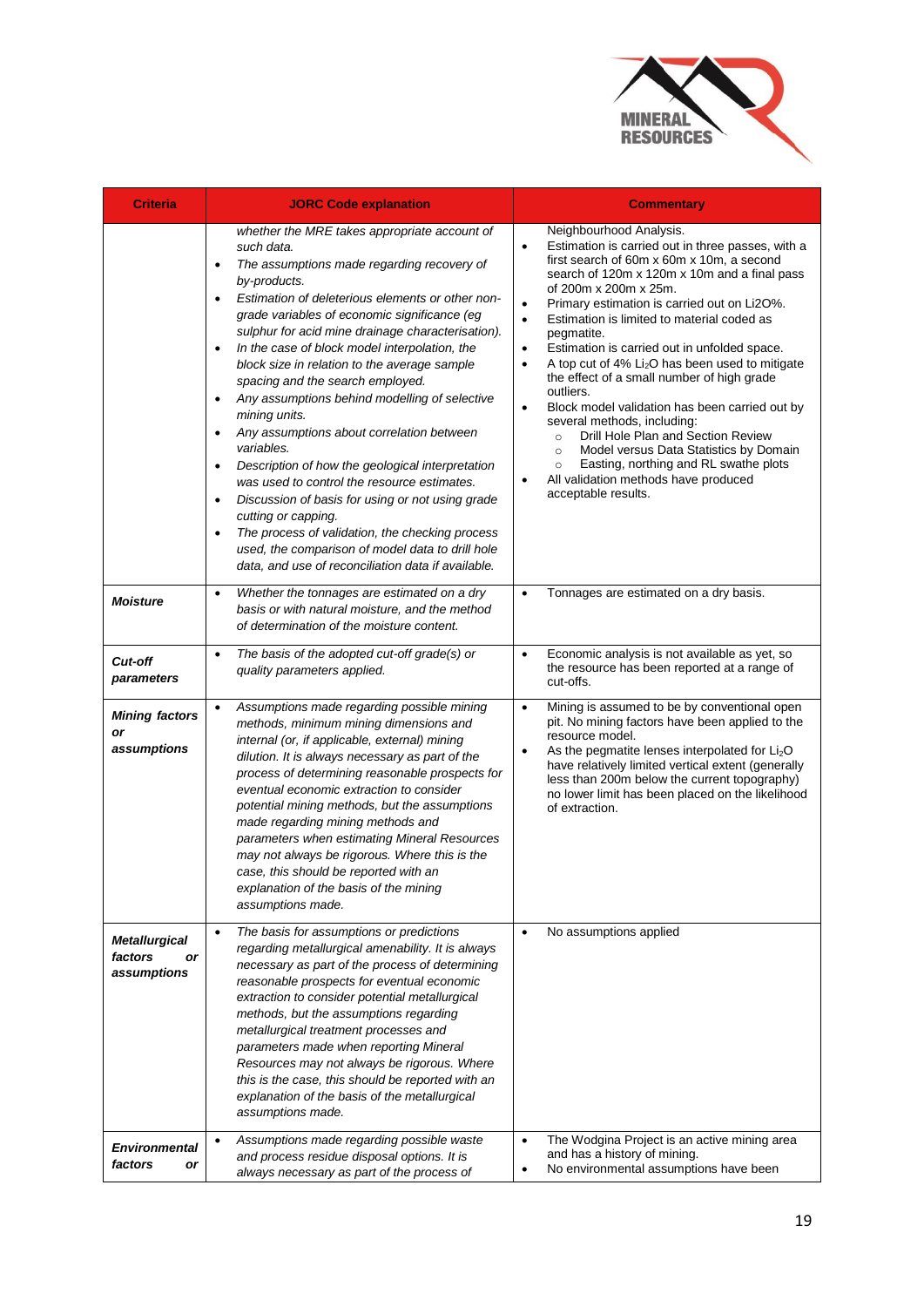| Criteria | JORC Code explanation | Commentary |
|---|---|---|
| | *whether the MRE takes appropriate account of such data.*<br>• *The assumptions made regarding recovery of by-products.*<br>• *Estimation of deleterious elements or other non-grade variables of economic significance (eg sulphur for acid mine drainage characterisation).*<br>• *In the case of block model interpolation, the block size in relation to the average sample spacing and the search employed.*<br>• *Any assumptions behind modelling of selective mining units.*<br>• *Any assumptions about correlation between variables.*<br>• *Description of how the geological interpretation was used to control the resource estimates.*<br>• *Discussion of basis for using or not using grade cutting or capping.*<br>• *The process of validation, the checking process used, the comparison of model data to drill hole data, and use of reconciliation data if available.* | Neighbourhood Analysis.<br>• Estimation is carried out in three passes, with a first search of 60m x 60m x 10m, a second search of 120m x 120m x 10m and a final pass of 200m x 200m x 25m.<br>• Primary estimation is carried out on Li2O%.<br>• Estimation is limited to material coded as pegmatite.<br>• Estimation is carried out in unfolded space.<br>• A top cut of 4% $Li_2O$ has been used to mitigate the effect of a small number of high grade outliers.<br>• Block model validation has been carried out by several methods, including:<br>  ○ Drill Hole Plan and Section Review<br>  ○ Model versus Data Statistics by Domain<br>  ○ Easting, northing and RL swathe plots<br>• All validation methods have produced acceptable results. |
| ***Moisture*** | • *Whether the tonnages are estimated on a dry basis or with natural moisture, and the method of determination of the moisture content.* | • Tonnages are estimated on a dry basis. |
| ***Cut-off parameters*** | • *The basis of the adopted cut-off grade(s) or quality parameters applied.* | • Economic analysis is not available as yet, so the resource has been reported at a range of cut-offs. |
| ***Mining factors or assumptions*** | • *Assumptions made regarding possible mining methods, minimum mining dimensions and internal (or, if applicable, external) mining dilution. It is always necessary as part of the process of determining reasonable prospects for eventual economic extraction to consider potential mining methods, but the assumptions made regarding mining methods and parameters when estimating Mineral Resources may not always be rigorous. Where this is the case, this should be reported with an explanation of the basis of the mining assumptions made.* | • Mining is assumed to be by conventional open pit. No mining factors have been applied to the resource model.<br>• As the pegmatite lenses interpolated for $Li_2O$ have relatively limited vertical extent (generally less than 200m below the current topography) no lower limit has been placed on the likelihood of extraction. |
| ***Metallurgical factors or assumptions*** | • *The basis for assumptions or predictions regarding metallurgical amenability. It is always necessary as part of the process of determining reasonable prospects for eventual economic extraction to consider potential metallurgical methods, but the assumptions regarding metallurgical treatment processes and parameters made when reporting Mineral Resources may not always be rigorous. Where this is the case, this should be reported with an explanation of the basis of the metallurgical assumptions made.* | • No assumptions applied |
| ***Environmental factors or*** | • *Assumptions made regarding possible waste and process residue disposal options. It is always necessary as part of the process of* | • The Wodgina Project is an active mining area and has a history of mining.<br>• No environmental assumptions have been |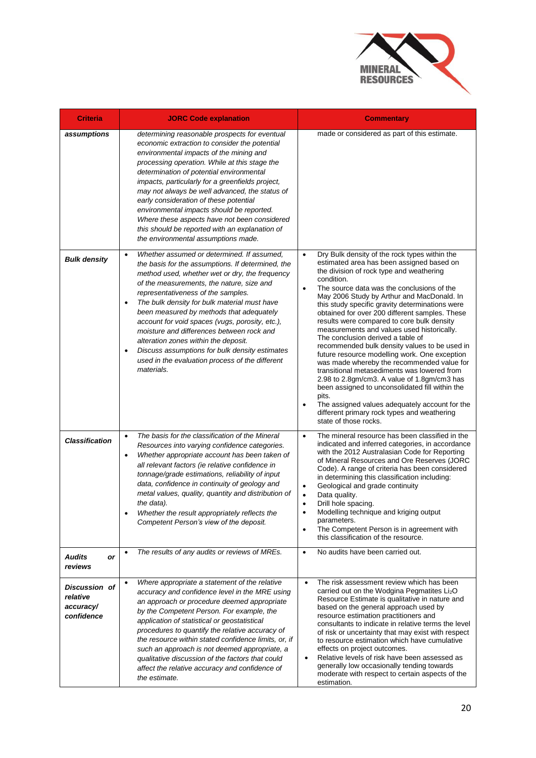| Criteria | JORC Code explanation | Commentary |
|---|---|---|
| ***assumptions*** | *determining reasonable prospects for eventual economic extraction to consider the potential environmental impacts of the mining and processing operation. While at this stage the determination of potential environmental impacts, particularly for a greenfields project, may not always be well advanced, the status of early consideration of these potential environmental impacts should be reported. Where these aspects have not been considered this should be reported with an explanation of the environmental assumptions made.* | made or considered as part of this estimate. |
| ***Bulk density*** | • *Whether assumed or determined. If assumed, the basis for the assumptions. If determined, the method used, whether wet or dry, the frequency of the measurements, the nature, size and representativeness of the samples.*<br>• *The bulk density for bulk material must have been measured by methods that adequately account for void spaces (vugs, porosity, etc.), moisture and differences between rock and alteration zones within the deposit.*<br>• *Discuss assumptions for bulk density estimates used in the evaluation process of the different materials.* | • Dry Bulk density of the rock types within the estimated area has been assigned based on the division of rock type and weathering condition.<br>• The source data was the conclusions of the May 2006 Study by Arthur and MacDonald. In this study specific gravity determinations were obtained for over 200 different samples. These results were compared to core bulk density measurements and values used historically. The conclusion derived a table of recommended bulk density values to be used in future resource modelling work. One exception was made whereby the recommended value for transitional metasediments was lowered from 2.98 to 2.8gm/cm3. A value of 1.8gm/cm3 has been assigned to unconsolidated fill within the pits.<br>• The assigned values adequately account for the different primary rock types and weathering state of those rocks. |
| ***Classification*** | • *The basis for the classification of the Mineral Resources into varying confidence categories.*<br>• *Whether appropriate account has been taken of all relevant factors (ie relative confidence in tonnage/grade estimations, reliability of input data, confidence in continuity of geology and metal values, quality, quantity and distribution of the data).*<br>• *Whether the result appropriately reflects the Competent Person's view of the deposit.* | • The mineral resource has been classified in the indicated and inferred categories, in accordance with the 2012 Australasian Code for Reporting of Mineral Resources and Ore Reserves (JORC Code). A range of criteria has been considered in determining this classification including:<br>• Geological and grade continuity<br>• Data quality.<br>• Drill hole spacing.<br>• Modelling technique and kriging output parameters.<br>• The Competent Person is in agreement with this classification of the resource. |
| ***Audits or reviews*** | • *The results of any audits or reviews of MREs.* | • No audits have been carried out. |
| ***Discussion of relative accuracy/ confidence*** | • *Where appropriate a statement of the relative accuracy and confidence level in the MRE using an approach or procedure deemed appropriate by the Competent Person. For example, the application of statistical or geostatistical procedures to quantify the relative accuracy of the resource within stated confidence limits, or, if such an approach is not deemed appropriate, a qualitative discussion of the factors that could affect the relative accuracy and confidence of the estimate.* | • The risk assessment review which has been carried out on the Wodgina Pegmatites $Li_2O$ Resource Estimate is qualitative in nature and based on the general approach used by resource estimation practitioners and consultants to indicate in relative terms the level of risk or uncertainty that may exist with respect to resource estimation which have cumulative effects on project outcomes.<br>• Relative levels of risk have been assessed as generally low occasionally tending towards moderate with respect to certain aspects of the estimation. |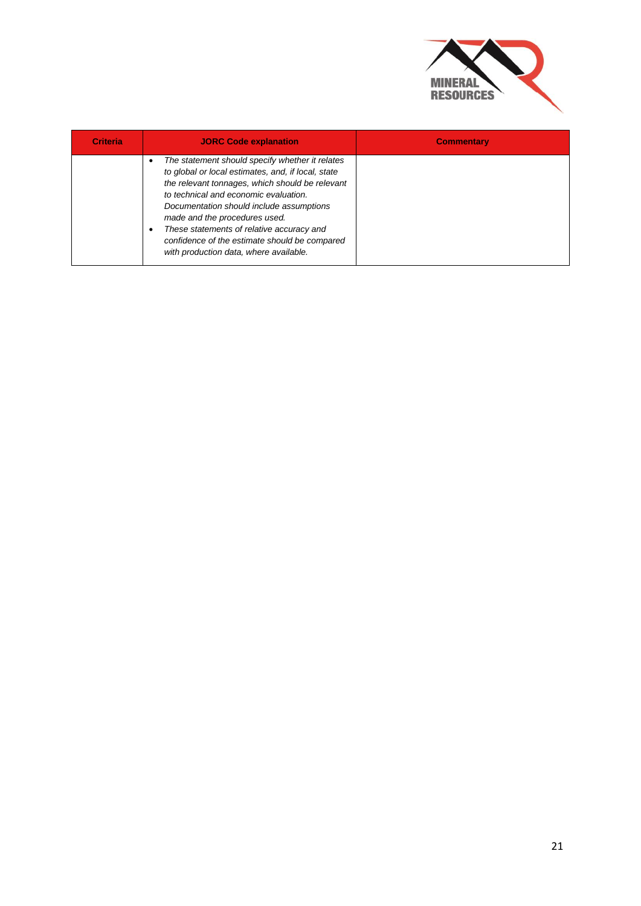| Criteria | JORC Code explanation | Commentary |
| --- | --- | --- |
| | • *The statement should specify whether it relates to global or local estimates, and, if local, state the relevant tonnages, which should be relevant to technical and economic evaluation. Documentation should include assumptions made and the procedures used.*<br>• *These statements of relative accuracy and confidence of the estimate should be compared with production data, where available.* | |